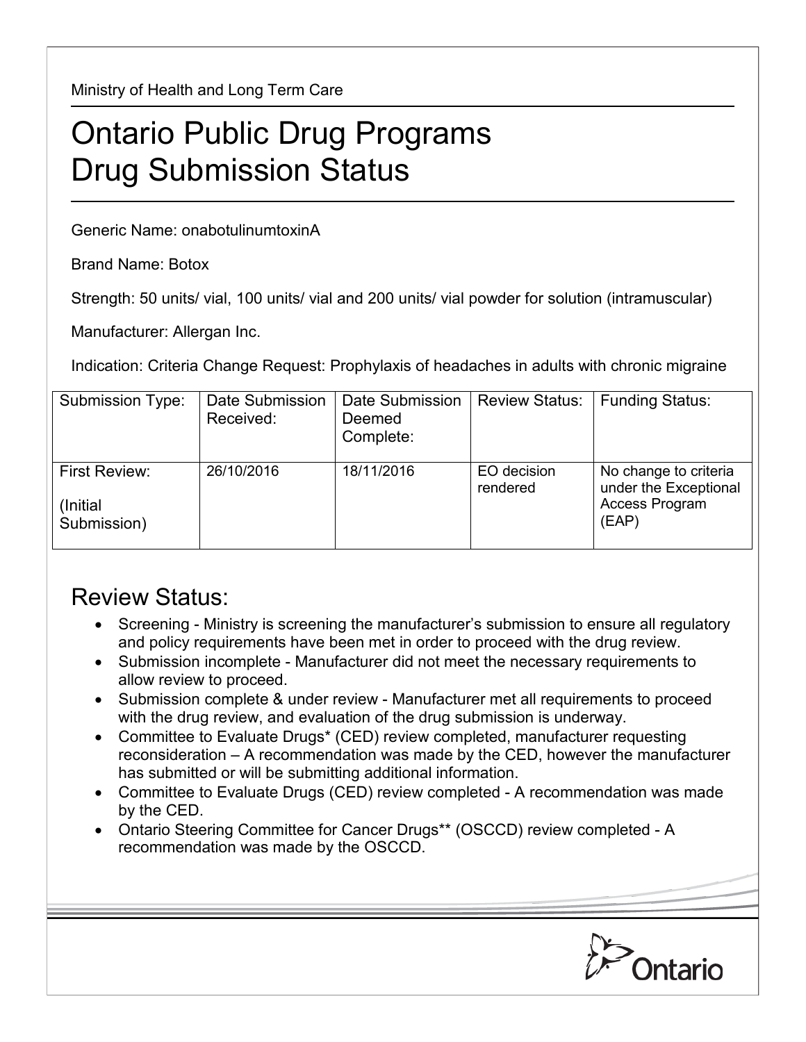Ministry of Health and Long Term Care

# Ontario Public Drug Programs
# Drug Submission Status

Generic Name: onabotulinumtoxinA

Brand Name: Botox

Strength: 50 units/ vial, 100 units/ vial and 200 units/ vial powder for solution (intramuscular)

Manufacturer: Allergan Inc.

Indication: Criteria Change Request: Prophylaxis of headaches in adults with chronic migraine

| Submission Type: | Date Submission Received: | Date Submission Deemed Complete: | Review Status: | Funding Status: |
|---|---|---|---|---|
| First Review: (Initial Submission) | 26/10/2016 | 18/11/2016 | EO decision rendered | No change to criteria under the Exceptional Access Program (EAP) |

## Review Status:

- Screening - Ministry is screening the manufacturer's submission to ensure all regulatory and policy requirements have been met in order to proceed with the drug review.
- Submission incomplete - Manufacturer did not meet the necessary requirements to allow review to proceed.
- Submission complete & under review - Manufacturer met all requirements to proceed with the drug review, and evaluation of the drug submission is underway.
- Committee to Evaluate Drugs* (CED) review completed, manufacturer requesting reconsideration – A recommendation was made by the CED, however the manufacturer has submitted or will be submitting additional information.
- Committee to Evaluate Drugs (CED) review completed - A recommendation was made by the CED.
- Ontario Steering Committee for Cancer Drugs** (OSCCD) review completed - A recommendation was made by the OSCCD.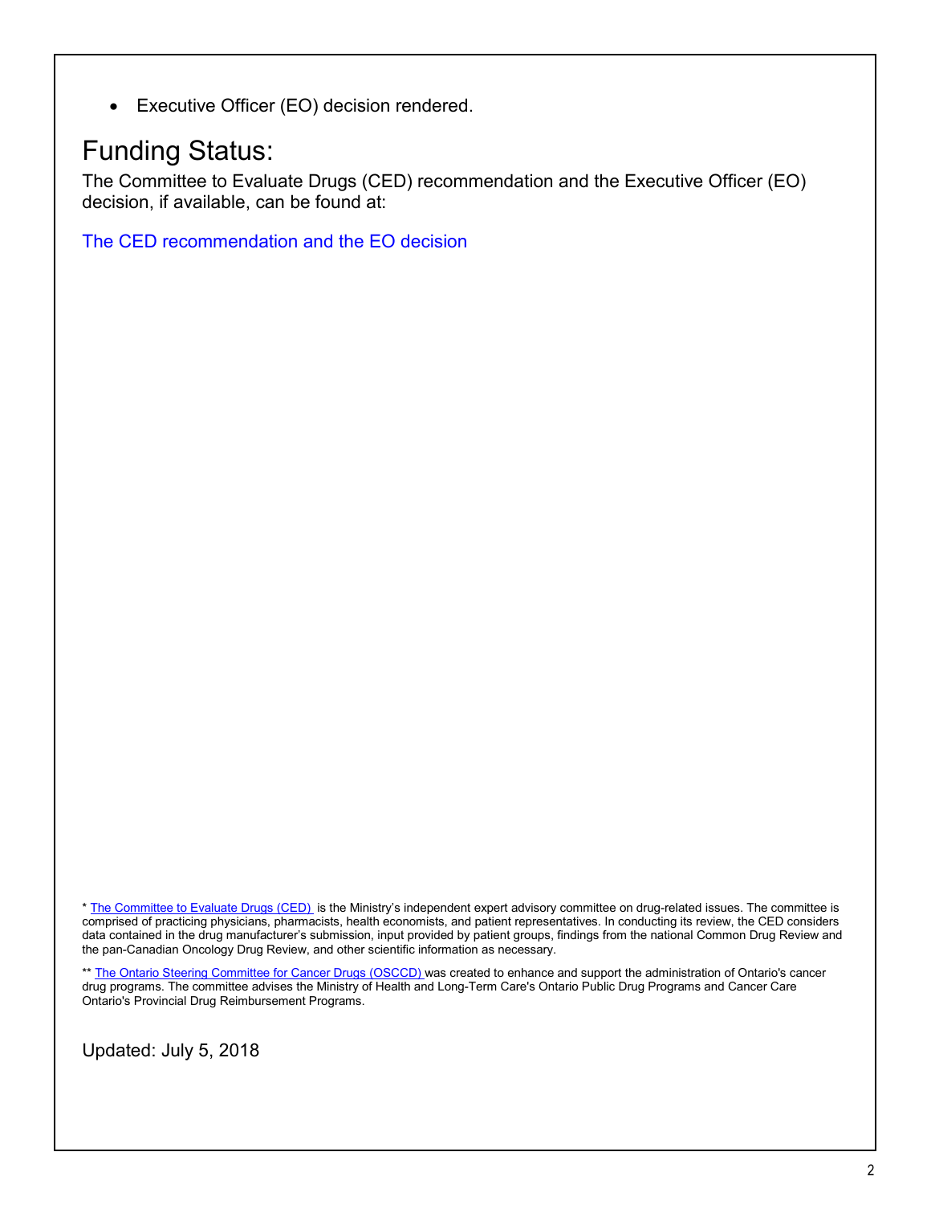- Executive Officer (EO) decision rendered.

# Funding Status:

The Committee to Evaluate Drugs (CED) recommendation and the Executive Officer (EO) decision, if available, can be found at:

The CED recommendation and the EO decision

* The Committee to Evaluate Drugs (CED) is the Ministry's independent expert advisory committee on drug-related issues. The committee is comprised of practicing physicians, pharmacists, health economists, and patient representatives. In conducting its review, the CED considers data contained in the drug manufacturer's submission, input provided by patient groups, findings from the national Common Drug Review and the pan-Canadian Oncology Drug Review, and other scientific information as necessary.

** The Ontario Steering Committee for Cancer Drugs (OSCCD) was created to enhance and support the administration of Ontario's cancer drug programs. The committee advises the Ministry of Health and Long-Term Care's Ontario Public Drug Programs and Cancer Care Ontario's Provincial Drug Reimbursement Programs.

Updated: July 5, 2018